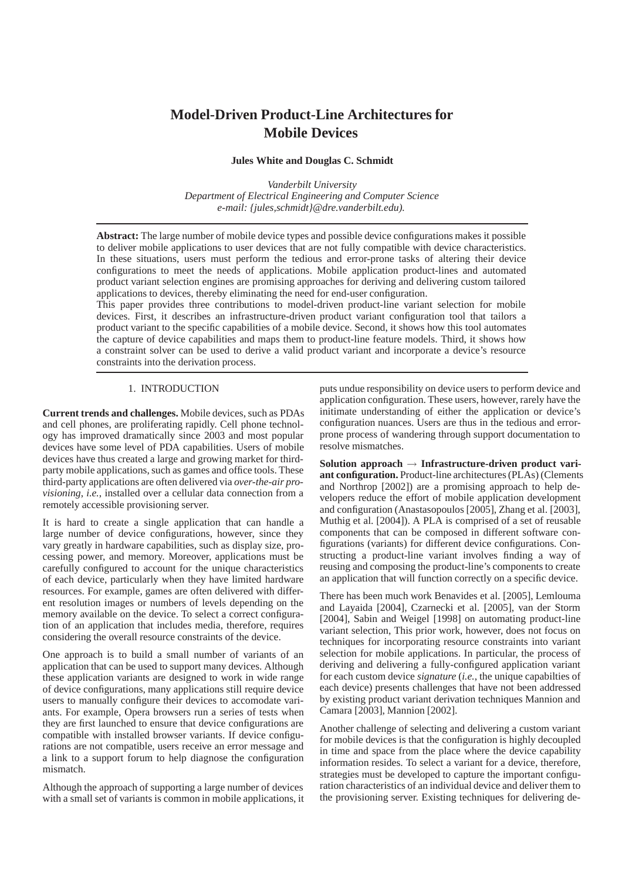# Model-Driven Product-Line Architectures for Mobile Devices

**Jules White and Douglas C. Schmidt**

*Vanderbilt University*
*Department of Electrical Engineering and Computer Science*
*e-mail: {jules,schmidt}@dre.vanderbilt.edu).*

---

**Abstract:** The large number of mobile device types and possible device configurations makes it possible to deliver mobile applications to user devices that are not fully compatible with device characteristics. In these situations, users must perform the tedious and error-prone tasks of altering their device configurations to meet the needs of applications. Mobile application product-lines and automated product variant selection engines are promising approaches for deriving and delivering custom tailored applications to devices, thereby eliminating the need for end-user configuration.

This paper provides three contributions to model-driven product-line variant selection for mobile devices. First, it describes an infrastructure-driven product variant configuration tool that tailors a product variant to the specific capabilities of a mobile device. Second, it shows how this tool automates the capture of device capabilities and maps them to product-line feature models. Third, it shows how a constraint solver can be used to derive a valid product variant and incorporate a device's resource constraints into the derivation process.

---

## 1. INTRODUCTION

**Current trends and challenges.** Mobile devices, such as PDAs and cell phones, are proliferating rapidly. Cell phone technology has improved dramatically since 2003 and most popular devices have some level of PDA capabilities. Users of mobile devices have thus created a large and growing market for third-party mobile applications, such as games and office tools. These third-party applications are often delivered via *over-the-air provisioning*, *i.e.*, installed over a cellular data connection from a remotely accessible provisioning server.

It is hard to create a single application that can handle a large number of device configurations, however, since they vary greatly in hardware capabilities, such as display size, processing power, and memory. Moreover, applications must be carefully configured to account for the unique characteristics of each device, particularly when they have limited hardware resources. For example, games are often delivered with different resolution images or numbers of levels depending on the memory available on the device. To select a correct configuration of an application that includes media, therefore, requires considering the overall resource constraints of the device.

One approach is to build a small number of variants of an application that can be used to support many devices. Although these application variants are designed to work in wide range of device configurations, many applications still require device users to manually configure their devices to accomodate variants. For example, Opera browsers run a series of tests when they are first launched to ensure that device configurations are compatible with installed browser variants. If device configurations are not compatible, users receive an error message and a link to a support forum to help diagnose the configuration mismatch.

Although the approach of supporting a large number of devices with a small set of variants is common in mobile applications, it puts undue responsibility on device users to perform device and application configuration. These users, however, rarely have the initimate understanding of either the application or device's configuration nuances. Users are thus in the tedious and error-prone process of wandering through support documentation to resolve mismatches.

**Solution approach → Infrastructure-driven product variant configuration.** Product-line architectures (PLAs) (Clements and Northrop [2002]) are a promising approach to help developers reduce the effort of mobile application development and configuration (Anastasopoulos [2005], Zhang et al. [2003], Muthig et al. [2004]). A PLA is comprised of a set of reusable components that can be composed in different software configurations (variants) for different device configurations. Constructing a product-line variant involves finding a way of reusing and composing the product-line's components to create an application that will function correctly on a specific device.

There has been much work Benavides et al. [2005], Lemlouma and Layaida [2004], Czarnecki et al. [2005], van der Storm [2004], Sabin and Weigel [1998] on automating product-line variant selection, This prior work, however, does not focus on techniques for incorporating resource constraints into variant selection for mobile applications. In particular, the process of deriving and delivering a fully-configured application variant for each custom device *signature* (*i.e.*, the unique capabilties of each device) presents challenges that have not been addressed by existing product variant derivation techniques Mannion and Camara [2003], Mannion [2002].

Another challenge of selecting and delivering a custom variant for mobile devices is that the configuration is highly decoupled in time and space from the place where the device capability information resides. To select a variant for a device, therefore, strategies must be developed to capture the important configuration characteristics of an individual device and deliver them to the provisioning server. Existing techniques for delivering de-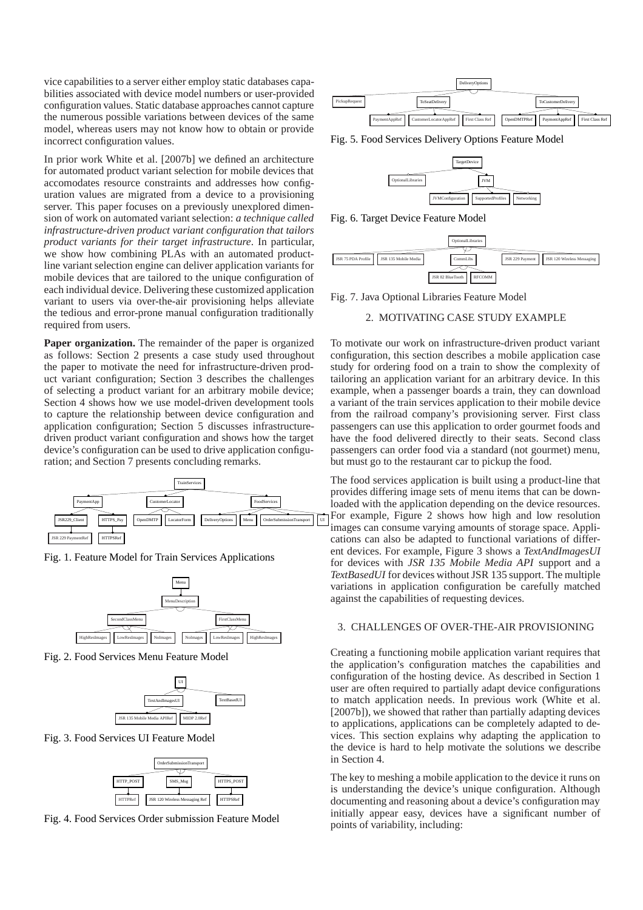vice capabilities to a server either employ static databases capabilities associated with device model numbers or user-provided configuration values. Static database approaches cannot capture the numerous possible variations between devices of the same model, whereas users may not know how to obtain or provide incorrect configuration values.

In prior work White et al. [2007b] we defined an architecture for automated product variant selection for mobile devices that accomodates resource constraints and addresses how configuration values are migrated from a device to a provisioning server. This paper focuses on a previously unexplored dimension of work on automated variant selection: *a technique called infrastructure-driven product variant configuration that tailors product variants for their target infrastructure*. In particular, we show how combining PLAs with an automated product-line variant selection engine can deliver application variants for mobile devices that are tailored to the unique configuration of each individual device. Delivering these customized application variant to users via over-the-air provisioning helps alleviate the tedious and error-prone manual configuration traditionally required from users.

**Paper organization.** The remainder of the paper is organized as follows: Section 2 presents a case study used throughout the paper to motivate the need for infrastructure-driven product variant configuration; Section 3 describes the challenges of selecting a product variant for an arbitrary mobile device; Section 4 shows how we use model-driven development tools to capture the relationship between device configuration and application configuration; Section 5 discusses infrastructure-driven product variant configuration and shows how the target device's configuration can be used to drive application configuration; and Section 7 presents concluding remarks.

Fig. 1. Feature Model for Train Services Applications

Fig. 2. Food Services Menu Feature Model

Fig. 3. Food Services UI Feature Model

Fig. 4. Food Services Order submission Feature Model

Fig. 5. Food Services Delivery Options Feature Model

Fig. 6. Target Device Feature Model

Fig. 7. Java Optional Libraries Feature Model

## 2. MOTIVATING CASE STUDY EXAMPLE

To motivate our work on infrastructure-driven product variant configuration, this section describes a mobile application case study for ordering food on a train to show the complexity of tailoring an application variant for an arbitrary device. In this example, when a passenger boards a train, they can download a variant of the train services application to their mobile device from the railroad company's provisioning server. First class passengers can use this application to order gourmet foods and have the food delivered directly to their seats. Second class passengers can order food via a standard (not gourmet) menu, but must go to the restaurant car to pickup the food.

The food services application is built using a product-line that provides differing image sets of menu items that can be downloaded with the application depending on the device resources. For example, Figure 2 shows how high and low resolution images can consume varying amounts of storage space. Applications can also be adapted to functional variations of different devices. For example, Figure 3 shows a *TextAndImagesUI* for devices with *JSR 135 Mobile Media API* support and a *TextBasedUI* for devices without JSR 135 support. The multiple variations in application configuration be carefully matched against the capabilities of requesting devices.

## 3. CHALLENGES OF OVER-THE-AIR PROVISIONING

Creating a functioning mobile application variant requires that the application's configuration matches the capabilities and configuration of the hosting device. As described in Section 1 user are often required to partially adapt device configurations to match application needs. In previous work (White et al. [2007b]), we showed that rather than partially adapting devices to applications, applications can be completely adapted to devices. This section explains why adapting the application to the device is hard to help motivate the solutions we describe in Section 4.

The key to meshing a mobile application to the device it runs on is understanding the device's unique configuration. Although documenting and reasoning about a device's configuration may initially appear easy, devices have a significant number of points of variability, including: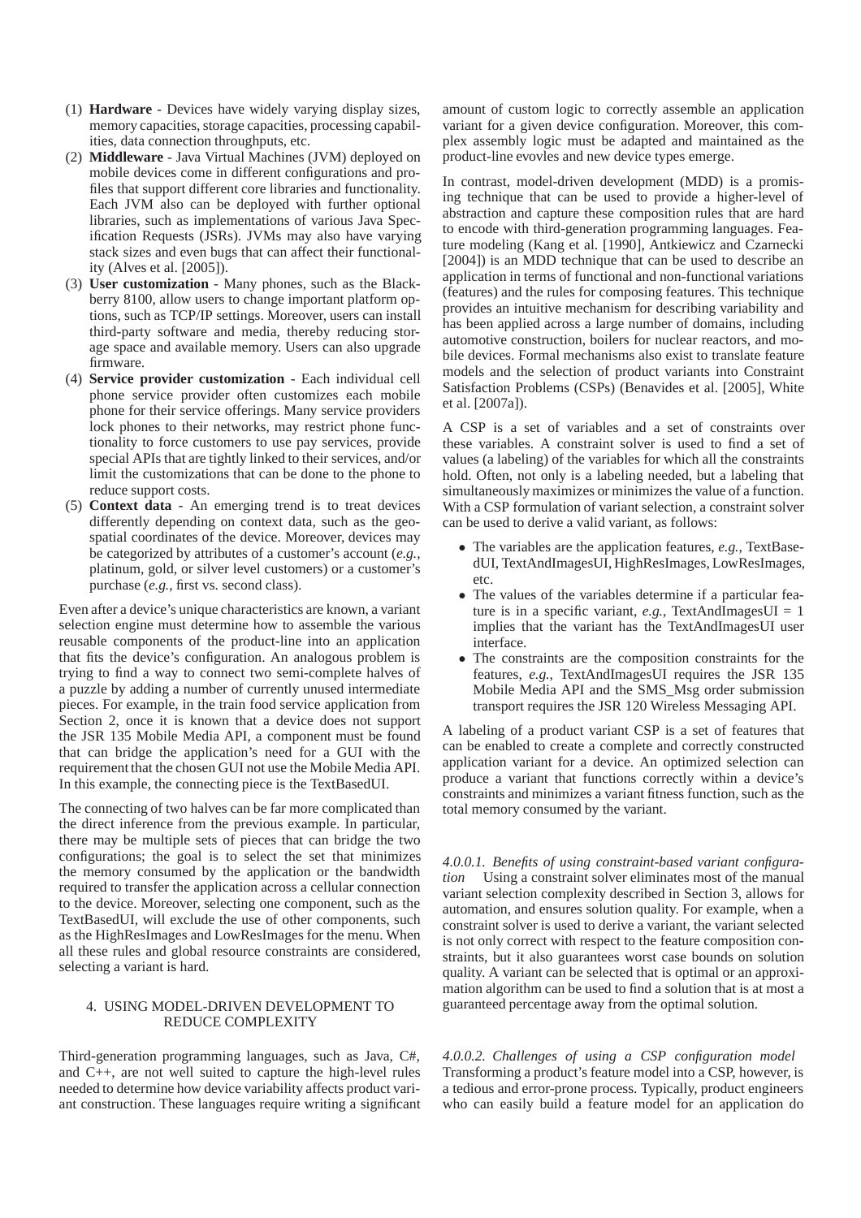(1) **Hardware** - Devices have widely varying display sizes, memory capacities, storage capacities, processing capabilities, data connection throughputs, etc.
(2) **Middleware** - Java Virtual Machines (JVM) deployed on mobile devices come in different configurations and profiles that support different core libraries and functionality. Each JVM also can be deployed with further optional libraries, such as implementations of various Java Specification Requests (JSRs). JVMs may also have varying stack sizes and even bugs that can affect their functionality (Alves et al. [2005]).
(3) **User customization** - Many phones, such as the Blackberry 8100, allow users to change important platform options, such as TCP/IP settings. Moreover, users can install third-party software and media, thereby reducing storage space and available memory. Users can also upgrade firmware.
(4) **Service provider customization** - Each individual cell phone service provider often customizes each mobile phone for their service offerings. Many service providers lock phones to their networks, may restrict phone functionality to force customers to use pay services, provide special APIs that are tightly linked to their services, and/or limit the customizations that can be done to the phone to reduce support costs.
(5) **Context data** - An emerging trend is to treat devices differently depending on context data, such as the geospatial coordinates of the device. Moreover, devices may be categorized by attributes of a customer's account (*e.g.*, platinum, gold, or silver level customers) or a customer's purchase (*e.g.*, first vs. second class).

Even after a device's unique characteristics are known, a variant selection engine must determine how to assemble the various reusable components of the product-line into an application that fits the device's configuration. An analogous problem is trying to find a way to connect two semi-complete halves of a puzzle by adding a number of currently unused intermediate pieces. For example, in the train food service application from Section 2, once it is known that a device does not support the JSR 135 Mobile Media API, a component must be found that can bridge the application's need for a GUI with the requirement that the chosen GUI not use the Mobile Media API. In this example, the connecting piece is the TextBasedUI.

The connecting of two halves can be far more complicated than the direct inference from the previous example. In particular, there may be multiple sets of pieces that can bridge the two configurations; the goal is to select the set that minimizes the memory consumed by the application or the bandwidth required to transfer the application across a cellular connection to the device. Moreover, selecting one component, such as the TextBasedUI, will exclude the use of other components, such as the HighResImages and LowResImages for the menu. When all these rules and global resource constraints are considered, selecting a variant is hard.

## 4. USING MODEL-DRIVEN DEVELOPMENT TO REDUCE COMPLEXITY

Third-generation programming languages, such as Java, C#, and C++, are not well suited to capture the high-level rules needed to determine how device variability affects product variant construction. These languages require writing a significant amount of custom logic to correctly assemble an application variant for a given device configuration. Moreover, this complex assembly logic must be adapted and maintained as the product-line evovles and new device types emerge.

In contrast, model-driven development (MDD) is a promising technique that can be used to provide a higher-level of abstraction and capture these composition rules that are hard to encode with third-generation programming languages. Feature modeling (Kang et al. [1990], Antkiewicz and Czarnecki [2004]) is an MDD technique that can be used to describe an application in terms of functional and non-functional variations (features) and the rules for composing features. This technique provides an intuitive mechanism for describing variability and has been applied across a large number of domains, including automotive construction, boilers for nuclear reactors, and mobile devices. Formal mechanisms also exist to translate feature models and the selection of product variants into Constraint Satisfaction Problems (CSPs) (Benavides et al. [2005], White et al. [2007a]).

A CSP is a set of variables and a set of constraints over these variables. A constraint solver is used to find a set of values (a labeling) of the variables for which all the constraints hold. Often, not only is a labeling needed, but a labeling that simultaneously maximizes or minimizes the value of a function. With a CSP formulation of variant selection, a constraint solver can be used to derive a valid variant, as follows:

- The variables are the application features, *e.g.*, TextBasedUI, TextAndImagesUI, HighResImages, LowResImages, etc.
- The values of the variables determine if a particular feature is in a specific variant, *e.g.*, TextAndImagesUI = 1 implies that the variant has the TextAndImagesUI user interface.
- The constraints are the composition constraints for the features, *e.g.*, TextAndImagesUI requires the JSR 135 Mobile Media API and the SMS_Msg order submission transport requires the JSR 120 Wireless Messaging API.

A labeling of a product variant CSP is a set of features that can be enabled to create a complete and correctly constructed application variant for a device. An optimized selection can produce a variant that functions correctly within a device's constraints and minimizes a variant fitness function, such as the total memory consumed by the variant.

#### 4.0.0.1. *Benefits of using constraint-based variant configuration*

Using a constraint solver eliminates most of the manual variant selection complexity described in Section 3, allows for automation, and ensures solution quality. For example, when a constraint solver is used to derive a variant, the variant selected is not only correct with respect to the feature composition constraints, but it also guarantees worst case bounds on solution quality. A variant can be selected that is optimal or an approximation algorithm can be used to find a solution that is at most a guaranteed percentage away from the optimal solution.

#### 4.0.0.2. *Challenges of using a CSP configuration model*

Transforming a product's feature model into a CSP, however, is a tedious and error-prone process. Typically, product engineers who can easily build a feature model for an application do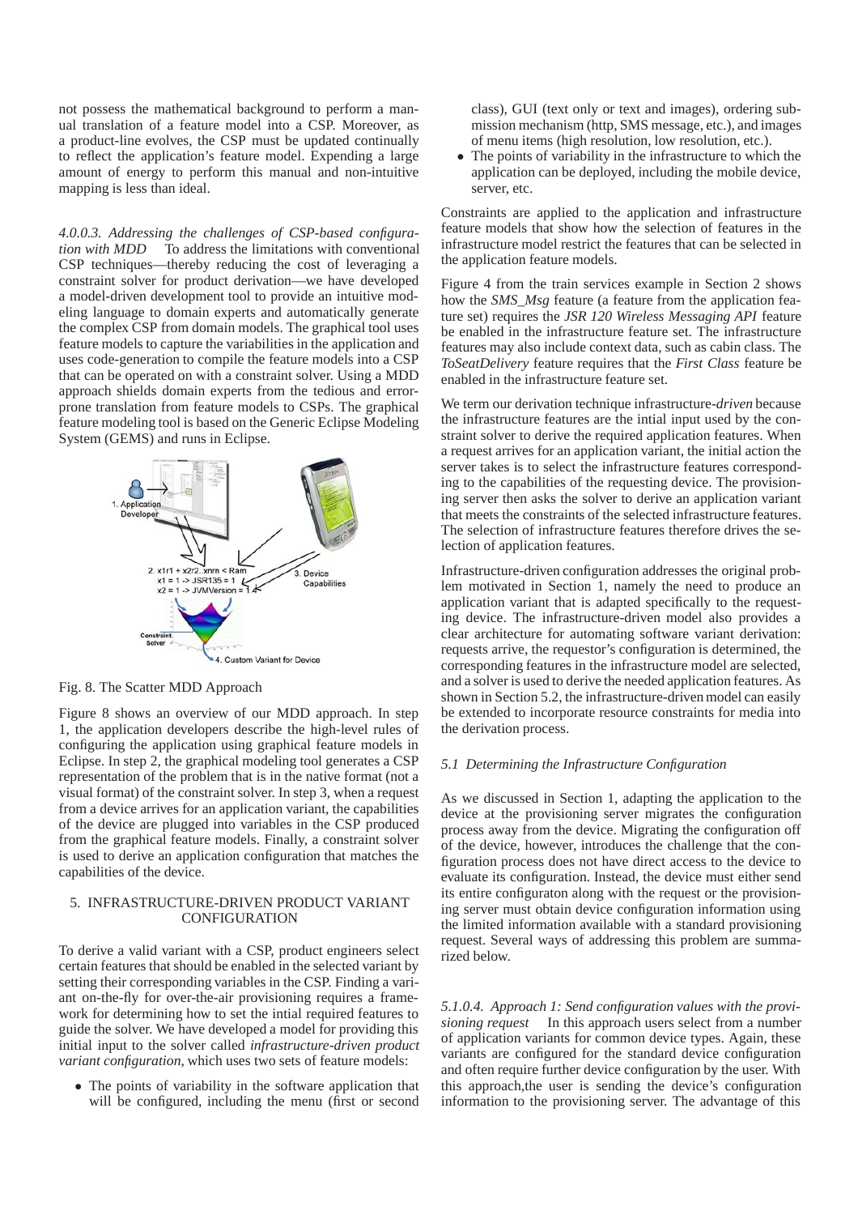not possess the mathematical background to perform a manual translation of a feature model into a CSP. Moreover, as a product-line evolves, the CSP must be updated continually to reflect the application's feature model. Expending a large amount of energy to perform this manual and non-intuitive mapping is less than ideal.

*4.0.0.3. Addressing the challenges of CSP-based configuration with MDD* To address the limitations with conventional CSP techniques—thereby reducing the cost of leveraging a constraint solver for product derivation—we have developed a model-driven development tool to provide an intuitive modeling language to domain experts and automatically generate the complex CSP from domain models. The graphical tool uses feature models to capture the variabilities in the application and uses code-generation to compile the feature models into a CSP that can be operated on with a constraint solver. Using a MDD approach shields domain experts from the tedious and error-prone translation from feature models to CSPs. The graphical feature modeling tool is based on the Generic Eclipse Modeling System (GEMS) and runs in Eclipse.

Fig. 8. The Scatter MDD Approach

Figure 8 shows an overview of our MDD approach. In step 1, the application developers describe the high-level rules of configuring the application using graphical feature models in Eclipse. In step 2, the graphical modeling tool generates a CSP representation of the problem that is in the native format (not a visual format) of the constraint solver. In step 3, when a request from a device arrives for an application variant, the capabilities of the device are plugged into variables in the CSP produced from the graphical feature models. Finally, a constraint solver is used to derive an application configuration that matches the capabilities of the device.

## 5. INFRASTRUCTURE-DRIVEN PRODUCT VARIANT CONFIGURATION

To derive a valid variant with a CSP, product engineers select certain features that should be enabled in the selected variant by setting their corresponding variables in the CSP. Finding a variant on-the-fly for over-the-air provisioning requires a framework for determining how to set the intial required features to guide the solver. We have developed a model for providing this initial input to the solver called *infrastructure-driven product variant configuration*, which uses two sets of feature models:

- The points of variability in the software application that will be configured, including the menu (first or second class), GUI (text only or text and images), ordering submission mechanism (http, SMS message, etc.), and images of menu items (high resolution, low resolution, etc.).
- The points of variability in the infrastructure to which the application can be deployed, including the mobile device, server, etc.

Constraints are applied to the application and infrastructure feature models that show how the selection of features in the infrastructure model restrict the features that can be selected in the application feature models.

Figure 4 from the train services example in Section 2 shows how the *SMS_Msg* feature (a feature from the application feature set) requires the *JSR 120 Wireless Messaging API* feature be enabled in the infrastructure feature set. The infrastructure features may also include context data, such as cabin class. The *ToSeatDelivery* feature requires that the *First Class* feature be enabled in the infrastructure feature set.

We term our derivation technique infrastructure-*driven* because the infrastructure features are the intial input used by the constraint solver to derive the required application features. When a request arrives for an application variant, the initial action the server takes is to select the infrastructure features corresponding to the capabilities of the requesting device. The provisioning server then asks the solver to derive an application variant that meets the constraints of the selected infrastructure features. The selection of infrastructure features therefore drives the selection of application features.

Infrastructure-driven configuration addresses the original problem motivated in Section 1, namely the need to produce an application variant that is adapted specifically to the requesting device. The infrastructure-driven model also provides a clear architecture for automating software variant derivation: requests arrive, the requestor's configuration is determined, the corresponding features in the infrastructure model are selected, and a solver is used to derive the needed application features. As shown in Section 5.2, the infrastructure-driven model can easily be extended to incorporate resource constraints for media into the derivation process.

### *5.1 Determining the Infrastructure Configuration*

As we discussed in Section 1, adapting the application to the device at the provisioning server migrates the configuration process away from the device. Migrating the configuration off of the device, however, introduces the challenge that the configuration process does not have direct access to the device to evaluate its configuration. Instead, the device must either send its entire configuraton along with the request or the provisioning server must obtain device configuration information using the limited information available with a standard provisioning request. Several ways of addressing this problem are summarized below.

*5.1.0.4. Approach 1: Send configuration values with the provisioning request* In this approach users select from a number of application variants for common device types. Again, these variants are configured for the standard device configuration and often require further device configuration by the user. With this approach,the user is sending the device's configuration information to the provisioning server. The advantage of this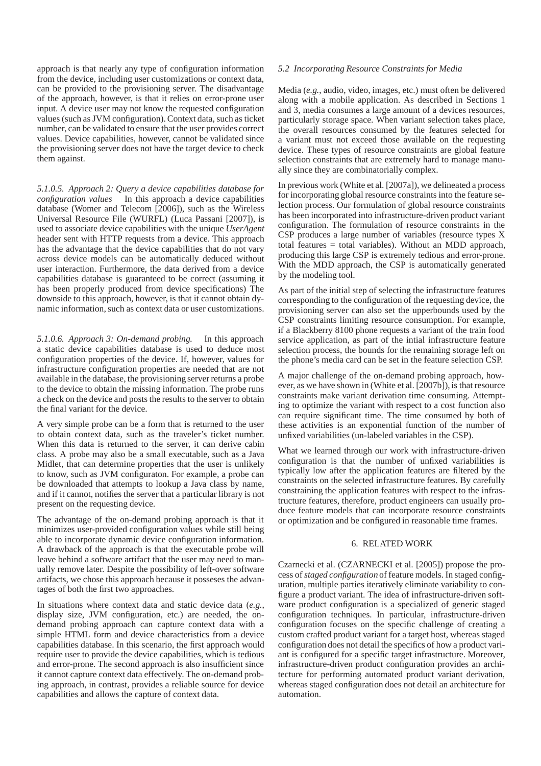approach is that nearly any type of configuration information from the device, including user customizations or context data, can be provided to the provisioning server. The disadvantage of the approach, however, is that it relies on error-prone user input. A device user may not know the requested configuration values (such as JVM configuration). Context data, such as ticket number, can be validated to ensure that the user provides correct values. Device capabilities, however, cannot be validated since the provisioning server does not have the target device to check them against.

*5.1.0.5. Approach 2: Query a device capabilities database for configuration values* In this approach a device capabilities database (Womer and Telecom [2006]), such as the Wireless Universal Resource File (WURFL) (Luca Passani [2007]), is used to associate device capabilities with the unique *UserAgent* header sent with HTTP requests from a device. This approach has the advantage that the device capabilities that do not vary across device models can be automatically deduced without user interaction. Furthermore, the data derived from a device capabilities database is guaranteed to be correct (assuming it has been properly produced from device specifications) The downside to this approach, however, is that it cannot obtain dynamic information, such as context data or user customizations.

*5.1.0.6. Approach 3: On-demand probing.* In this approach a static device capabilities database is used to deduce most configuration properties of the device. If, however, values for infrastructure configuration properties are needed that are not available in the database, the provisioning server returns a probe to the device to obtain the missing information. The probe runs a check on the device and posts the results to the server to obtain the final variant for the device.

A very simple probe can be a form that is returned to the user to obtain context data, such as the traveler's ticket number. When this data is returned to the server, it can derive cabin class. A probe may also be a small executable, such as a Java Midlet, that can determine properties that the user is unlikely to know, such as JVM configuraton. For example, a probe can be downloaded that attempts to lookup a Java class by name, and if it cannot, notifies the server that a particular library is not present on the requesting device.

The advantage of the on-demand probing approach is that it minimizes user-provided configuration values while still being able to incorporate dynamic device configuration information. A drawback of the approach is that the executable probe will leave behind a software artifact that the user may need to manually remove later. Despite the possibility of left-over software artifacts, we chose this approach because it posseses the advantages of both the first two approaches.

In situations where context data and static device data (*e.g.*, display size, JVM configuration, etc.) are needed, the on-demand probing approach can capture context data with a simple HTML form and device characteristics from a device capabilities database. In this scenario, the first approach would require user to provide the device capabilities, which is tedious and error-prone. The second approach is also insufficient since it cannot capture context data effectively. The on-demand probing approach, in contrast, provides a reliable source for device capabilities and allows the capture of context data.

### *5.2 Incorporating Resource Constraints for Media*

Media (*e.g.*, audio, video, images, etc.) must often be delivered along with a mobile application. As described in Sections 1 and 3, media consumes a large amount of a devices resources, particularly storage space. When variant selection takes place, the overall resources consumed by the features selected for a variant must not exceed those available on the requesting device. These types of resource constraints are global feature selection constraints that are extremely hard to manage manually since they are combinatorially complex.

In previous work (White et al. [2007a]), we delineated a process for incorporating global resource constraints into the feature selection process. Our formulation of global resource constraints has been incorporated into infrastructure-driven product variant configuration. The formulation of resource constraints in the CSP produces a large number of variables (resource types X total features = total variables). Without an MDD approach, producing this large CSP is extremely tedious and error-prone. With the MDD approach, the CSP is automatically generated by the modeling tool.

As part of the initial step of selecting the infrastructure features corresponding to the configuration of the requesting device, the provisioning server can also set the upperbounds used by the CSP constraints limiting resource consumption. For example, if a Blackberry 8100 phone requests a variant of the train food service application, as part of the intial infrastructure feature selection process, the bounds for the remaining storage left on the phone's media card can be set in the feature selection CSP.

A major challenge of the on-demand probing approach, however, as we have shown in (White et al. [2007b]), is that resource constraints make variant derivation time consuming. Attempting to optimize the variant with respect to a cost function also can require significant time. The time consumed by both of these activities is an exponential function of the number of unfixed variabilities (un-labeled variables in the CSP).

What we learned through our work with infrastructure-driven configuration is that the number of unfixed variabilities is typically low after the application features are filtered by the constraints on the selected infrastructure features. By carefully constraining the application features with respect to the infrastructure features, therefore, product engineers can usually produce feature models that can incorporate resource constraints or optimization and be configured in reasonable time frames.

## 6. RELATED WORK

Czarnecki et al. (CZARNECKI et al. [2005]) propose the process of *staged configuration* of feature models. In staged configuration, multiple parties iteratively eliminate variability to configure a product variant. The idea of infrastructure-driven software product configuration is a specialized of generic staged configuration techniques. In particular, infrastructure-driven configuration focuses on the specific challenge of creating a custom crafted product variant for a target host, whereas staged configuration does not detail the specifics of how a product variant is configured for a specific target infrastructure. Moreover, infrastructure-driven product configuration provides an architecture for performing automated product variant derivation, whereas staged configuration does not detail an architecture for automation.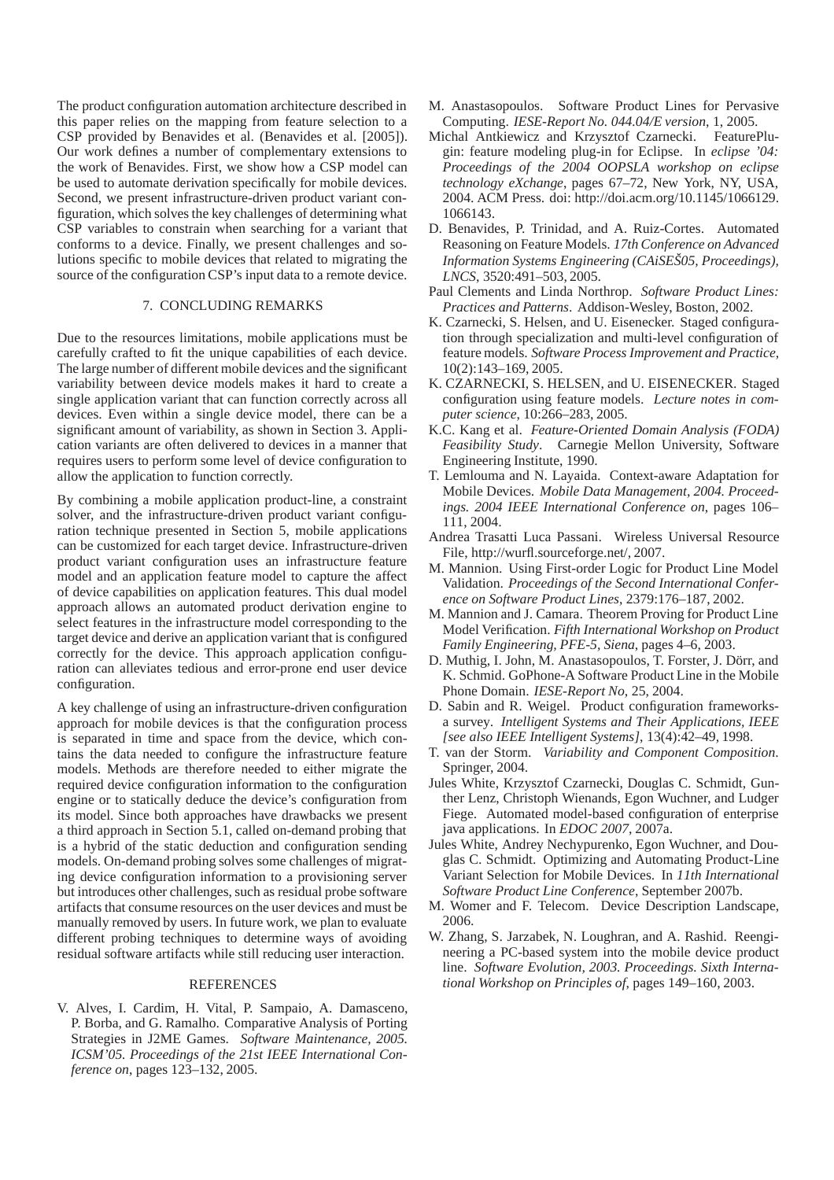The product configuration automation architecture described in this paper relies on the mapping from feature selection to a CSP provided by Benavides et al. (Benavides et al. [2005]). Our work defines a number of complementary extensions to the work of Benavides. First, we show how a CSP model can be used to automate derivation specifically for mobile devices. Second, we present infrastructure-driven product variant configuration, which solves the key challenges of determining what CSP variables to constrain when searching for a variant that conforms to a device. Finally, we present challenges and solutions specific to mobile devices that related to migrating the source of the configuration CSP's input data to a remote device.

## 7. CONCLUDING REMARKS

Due to the resources limitations, mobile applications must be carefully crafted to fit the unique capabilities of each device. The large number of different mobile devices and the significant variability between device models makes it hard to create a single application variant that can function correctly across all devices. Even within a single device model, there can be a significant amount of variability, as shown in Section 3. Application variants are often delivered to devices in a manner that requires users to perform some level of device configuration to allow the application to function correctly.

By combining a mobile application product-line, a constraint solver, and the infrastructure-driven product variant configuration technique presented in Section 5, mobile applications can be customized for each target device. Infrastructure-driven product variant configuration uses an infrastructure feature model and an application feature model to capture the affect of device capabilities on application features. This dual model approach allows an automated product derivation engine to select features in the infrastructure model corresponding to the target device and derive an application variant that is configured correctly for the device. This approach application configuration can alleviates tedious and error-prone end user device configuration.

A key challenge of using an infrastructure-driven configuration approach for mobile devices is that the configuration process is separated in time and space from the device, which contains the data needed to configure the infrastructure feature models. Methods are therefore needed to either migrate the required device configuration information to the configuration engine or to statically deduce the device's configuration from its model. Since both approaches have drawbacks we present a third approach in Section 5.1, called on-demand probing that is a hybrid of the static deduction and configuration sending models. On-demand probing solves some challenges of migrating device configuration information to a provisioning server but introduces other challenges, such as residual probe software artifacts that consume resources on the user devices and must be manually removed by users. In future work, we plan to evaluate different probing techniques to determine ways of avoiding residual software artifacts while still reducing user interaction.

## REFERENCES

V. Alves, I. Cardim, H. Vital, P. Sampaio, A. Damasceno, P. Borba, and G. Ramalho. Comparative Analysis of Porting Strategies in J2ME Games. *Software Maintenance, 2005. ICSM'05. Proceedings of the 21st IEEE International Conference on*, pages 123–132, 2005.

M. Anastasopoulos. Software Product Lines for Pervasive Computing. *IESE-Report No. 044.04/E version*, 1, 2005.

Michal Antkiewicz and Krzysztof Czarnecki. FeaturePlugin: feature modeling plug-in for Eclipse. In *eclipse '04: Proceedings of the 2004 OOPSLA workshop on eclipse technology eXchange*, pages 67–72, New York, NY, USA, 2004. ACM Press. doi: http://doi.acm.org/10.1145/1066129.1066143.

D. Benavides, P. Trinidad, and A. Ruiz-Cortes. Automated Reasoning on Feature Models. *17th Conference on Advanced Information Systems Engineering (CAiSEŠ05, Proceedings), LNCS*, 3520:491–503, 2005.

Paul Clements and Linda Northrop. *Software Product Lines: Practices and Patterns*. Addison-Wesley, Boston, 2002.

K. Czarnecki, S. Helsen, and U. Eisenecker. Staged configuration through specialization and multi-level configuration of feature models. *Software Process Improvement and Practice*, 10(2):143–169, 2005.

K. CZARNECKI, S. HELSEN, and U. EISENECKER. Staged configuration using feature models. *Lecture notes in computer science*, 10:266–283, 2005.

K.C. Kang et al. *Feature-Oriented Domain Analysis (FODA) Feasibility Study*. Carnegie Mellon University, Software Engineering Institute, 1990.

T. Lemlouma and N. Layaida. Context-aware Adaptation for Mobile Devices. *Mobile Data Management, 2004. Proceedings. 2004 IEEE International Conference on*, pages 106–111, 2004.

Andrea Trasatti Luca Passani. Wireless Universal Resource File, http://wurfl.sourceforge.net/, 2007.

M. Mannion. Using First-order Logic for Product Line Model Validation. *Proceedings of the Second International Conference on Software Product Lines*, 2379:176–187, 2002.

M. Mannion and J. Camara. Theorem Proving for Product Line Model Verification. *Fifth International Workshop on Product Family Engineering, PFE-5, Siena*, pages 4–6, 2003.

D. Muthig, I. John, M. Anastasopoulos, T. Forster, J. Dörr, and K. Schmid. GoPhone-A Software Product Line in the Mobile Phone Domain. *IESE-Report No*, 25, 2004.

D. Sabin and R. Weigel. Product configuration frameworks-a survey. *Intelligent Systems and Their Applications, IEEE [see also IEEE Intelligent Systems]*, 13(4):42–49, 1998.

T. van der Storm. *Variability and Component Composition*. Springer, 2004.

Jules White, Krzysztof Czarnecki, Douglas C. Schmidt, Gunther Lenz, Christoph Wienands, Egon Wuchner, and Ludger Fiege. Automated model-based configuration of enterprise java applications. In *EDOC 2007*, 2007a.

Jules White, Andrey Nechypurenko, Egon Wuchner, and Douglas C. Schmidt. Optimizing and Automating Product-Line Variant Selection for Mobile Devices. In *11th International Software Product Line Conference*, September 2007b.

M. Womer and F. Telecom. Device Description Landscape, 2006.

W. Zhang, S. Jarzabek, N. Loughran, and A. Rashid. Reengineering a PC-based system into the mobile device product line. *Software Evolution, 2003. Proceedings. Sixth International Workshop on Principles of*, pages 149–160, 2003.